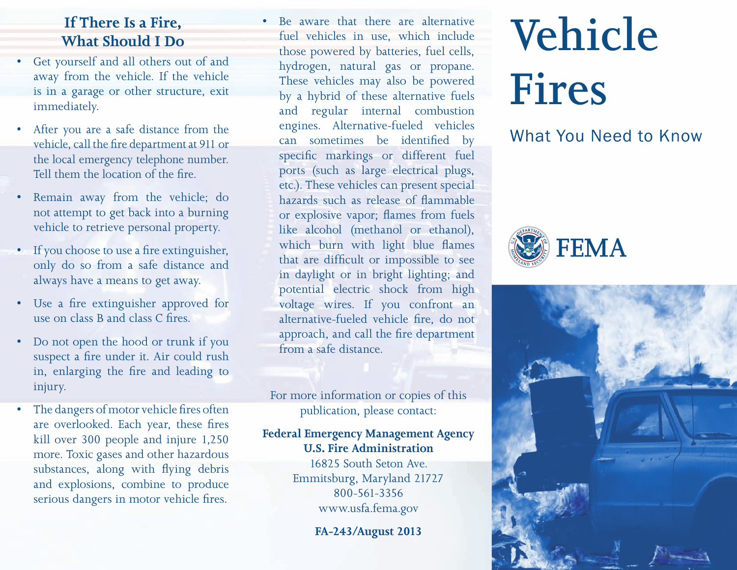## If There Is a Fire, What Should I Do

- Get yourself and all others out of and away from the vehicle. If the vehicle is in a garage or other structure, exit immediately.
- After you are a safe distance from the vehicle, call the fire department at 911 or the local emergency telephone number. Tell them the location of the fire.
- Remain away from the vehicle; do not attempt to get back into a burning vehicle to retrieve personal property.
- If you choose to use a fire extinguisher, only do so from a safe distance and always have a means to get away.
- Use a fire extinguisher approved for use on class B and class C fires.
- Do not open the hood or trunk if you suspect a fire under it. Air could rush in, enlarging the fire and leading to injury.
- The dangers of motor vehicle fires often are overlooked. Each year, these fires kill over 300 people and injure 1,250 more. Toxic gases and other hazardous substances, along with flying debris and explosions, combine to produce serious dangers in motor vehicle fires.
- Be aware that there are alternative fuel vehicles in use, which include those powered by batteries, fuel cells, hydrogen, natural gas or propane. These vehicles may also be powered by a hybrid of these alternative fuels and regular internal combustion engines. Alternative-fueled vehicles can sometimes be identified by specific markings or different fuel ports (such as large electrical plugs, etc.). These vehicles can present special hazards such as release of flammable or explosive vapor; flames from fuels like alcohol (methanol or ethanol), which burn with light blue flames that are difficult or impossible to see in daylight or in bright lighting; and potential electric shock from high voltage wires. If you confront an alternative-fueled vehicle fire, do not approach, and call the fire department from a safe distance.

For more information or copies of this publication, please contact:

**Federal Emergency Management Agency**
**U.S. Fire Administration**
16825 South Seton Ave.
Emmitsburg, Maryland 21727
800-561-3356
www.usfa.fema.gov

**FA-243/August 2013**

# Vehicle Fires

## What You Need to Know

FEMA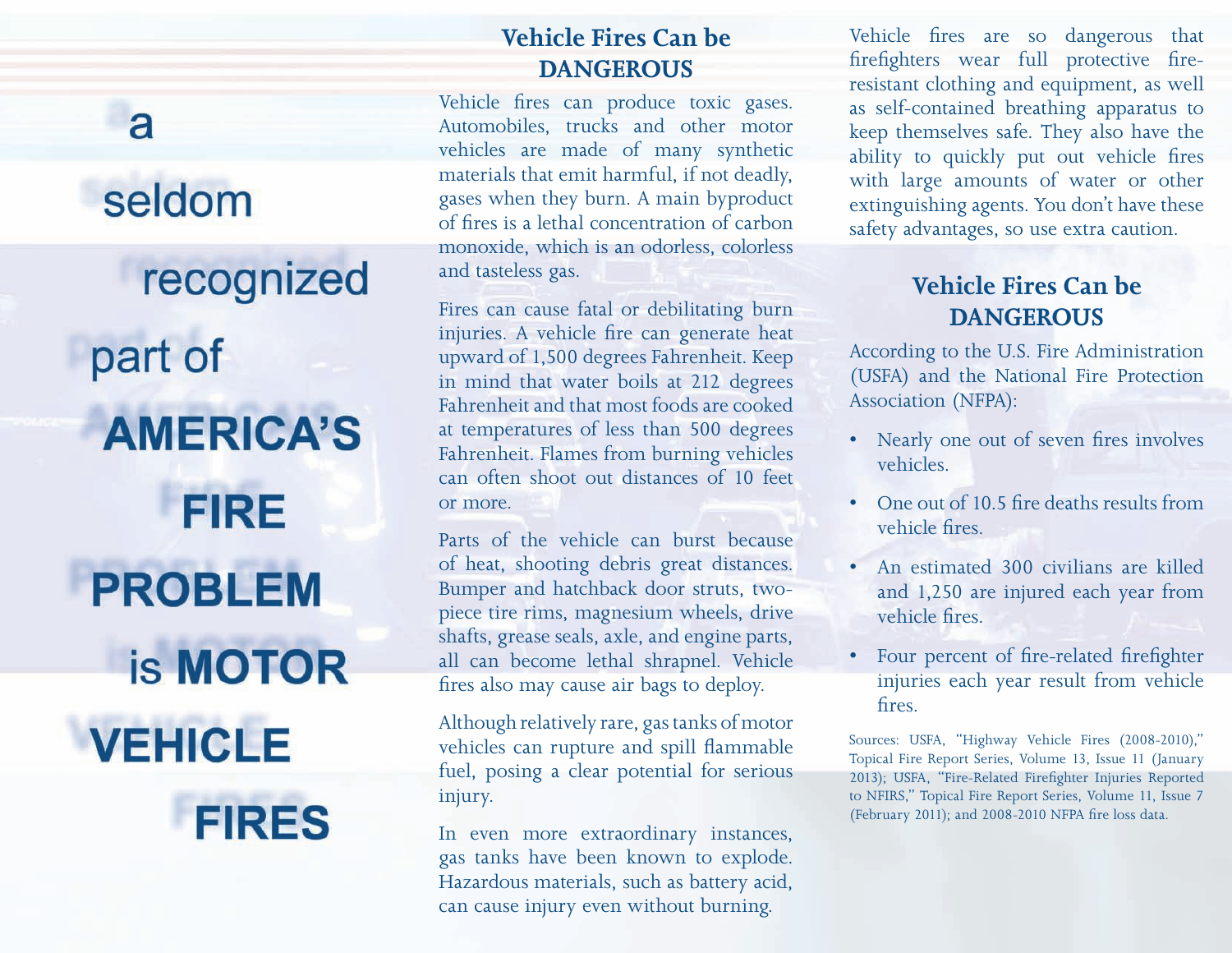# a seldom recognized part of AMERICA'S FIRE PROBLEM is MOTOR VEHICLE FIRES

## Vehicle Fires Can be DANGEROUS

Vehicle fires can produce toxic gases. Automobiles, trucks and other motor vehicles are made of many synthetic materials that emit harmful, if not deadly, gases when they burn. A main byproduct of fires is a lethal concentration of carbon monoxide, which is an odorless, colorless and tasteless gas.

Fires can cause fatal or debilitating burn injuries. A vehicle fire can generate heat upward of 1,500 degrees Fahrenheit. Keep in mind that water boils at 212 degrees Fahrenheit and that most foods are cooked at temperatures of less than 500 degrees Fahrenheit. Flames from burning vehicles can often shoot out distances of 10 feet or more.

Parts of the vehicle can burst because of heat, shooting debris great distances. Bumper and hatchback door struts, two-piece tire rims, magnesium wheels, drive shafts, grease seals, axle, and engine parts, all can become lethal shrapnel. Vehicle fires also may cause air bags to deploy.

Although relatively rare, gas tanks of motor vehicles can rupture and spill flammable fuel, posing a clear potential for serious injury.

In even more extraordinary instances, gas tanks have been known to explode. Hazardous materials, such as battery acid, can cause injury even without burning.

Vehicle fires are so dangerous that firefighters wear full protective fire-resistant clothing and equipment, as well as self-contained breathing apparatus to keep themselves safe. They also have the ability to quickly put out vehicle fires with large amounts of water or other extinguishing agents. You don't have these safety advantages, so use extra caution.

## Vehicle Fires Can be DANGEROUS

According to the U.S. Fire Administration (USFA) and the National Fire Protection Association (NFPA):

- Nearly one out of seven fires involves vehicles.
- One out of 10.5 fire deaths results from vehicle fires.
- An estimated 300 civilians are killed and 1,250 are injured each year from vehicle fires.
- Four percent of fire-related firefighter injuries each year result from vehicle fires.

Sources: USFA, "Highway Vehicle Fires (2008-2010)," Topical Fire Report Series, Volume 13, Issue 11 (January 2013); USFA, "Fire-Related Firefighter Injuries Reported to NFIRS," Topical Fire Report Series, Volume 11, Issue 7 (February 2011); and 2008-2010 NFPA fire loss data.